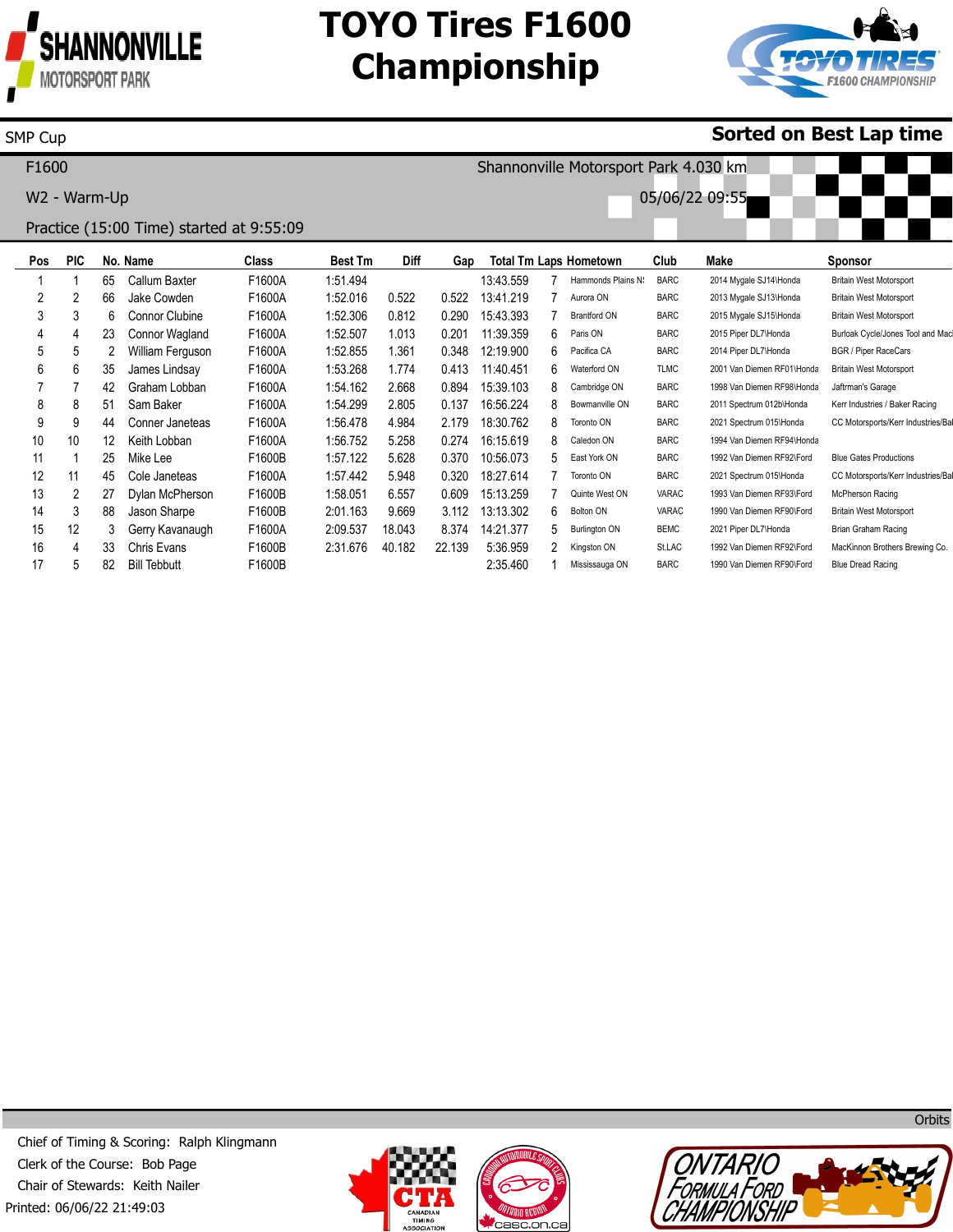# TOYO Tires F1600 Championship

SMP Cup

**Sorted on Best Lap time**

F1600

Shannonville Motorsport Park 4.030 km

W2 - Warm-Up

05/06/22 09:55

Practice (15:00 Time) started at 9:55:09

| Pos | PIC | No. | Name | Class | Best Tm | Diff | Gap | Total Tm | Laps | Hometown | Club | Make | Sponsor |
|---|---|---|---|---|---|---|---|---|---|---|---|---|---|
| 1 | 1 | 65 | Callum Baxter | F1600A | 1:51.494 | | | 13:43.559 | 7 | Hammonds Plains N! | BARC | 2014 Mygale SJ14\Honda | Britain West Motorsport |
| 2 | 2 | 66 | Jake Cowden | F1600A | 1:52.016 | 0.522 | 0.522 | 13:41.219 | 7 | Aurora ON | BARC | 2013 Mygale SJ13\Honda | Britain West Motorsport |
| 3 | 3 | 6 | Connor Clubine | F1600A | 1:52.306 | 0.812 | 0.290 | 15:43.393 | 7 | Brantford ON | BARC | 2015 Mygale SJ15\Honda | Britain West Motorsport |
| 4 | 4 | 23 | Connor Wagland | F1600A | 1:52.507 | 1.013 | 0.201 | 11:39.359 | 6 | Paris ON | BARC | 2015 Piper DL7\Honda | Burloak Cycle/Jones Tool and Mac |
| 5 | 5 | 2 | William Ferguson | F1600A | 1:52.855 | 1.361 | 0.348 | 12:19.900 | 6 | Pacifica CA | BARC | 2014 Piper DL7\Honda | BGR / Piper RaceCars |
| 6 | 6 | 35 | James Lindsay | F1600A | 1:53.268 | 1.774 | 0.413 | 11:40.451 | 6 | Waterford ON | TLMC | 2001 Van Diemen RF01\Honda | Britain West Motorsport |
| 7 | 7 | 42 | Graham Lobban | F1600A | 1:54.162 | 2.668 | 0.894 | 15:39.103 | 8 | Cambridge ON | BARC | 1998 Van Diemen RF98\Honda | Jaftrman's Garage |
| 8 | 8 | 51 | Sam Baker | F1600A | 1:54.299 | 2.805 | 0.137 | 16:56.224 | 8 | Bowmanville ON | BARC | 2011 Spectrum 012b\Honda | Kerr Industries / Baker Racing |
| 9 | 9 | 44 | Conner Janeteas | F1600A | 1:56.478 | 4.984 | 2.179 | 18:30.762 | 8 | Toronto ON | BARC | 2021 Spectrum 015\Honda | CC Motorsports/Kerr Industries/Bal |
| 10 | 10 | 12 | Keith Lobban | F1600A | 1:56.752 | 5.258 | 0.274 | 16:15.619 | 8 | Caledon ON | BARC | 1994 Van Diemen RF94\Honda | |
| 11 | 1 | 25 | Mike Lee | F1600B | 1:57.122 | 5.628 | 0.370 | 10:56.073 | 5 | East York ON | BARC | 1992 Van Diemen RF92\Ford | Blue Gates Productions |
| 12 | 11 | 45 | Cole Janeteas | F1600A | 1:57.442 | 5.948 | 0.320 | 18:27.614 | 7 | Toronto ON | BARC | 2021 Spectrum 015\Honda | CC Motorsports/Kerr Industries/Bal |
| 13 | 2 | 27 | Dylan McPherson | F1600B | 1:58.051 | 6.557 | 0.609 | 15:13.259 | 7 | Quinte West ON | VARAC | 1993 Van Diemen RF93\Ford | McPherson Racing |
| 14 | 3 | 88 | Jason Sharpe | F1600B | 2:01.163 | 9.669 | 3.112 | 13:13.302 | 6 | Bolton ON | VARAC | 1990 Van Diemen RF90\Ford | Britain West Motorsport |
| 15 | 12 | 3 | Gerry Kavanaugh | F1600A | 2:09.537 | 18.043 | 8.374 | 14:21.377 | 5 | Burlington ON | BEMC | 2021 Piper DL7\Honda | Brian Graham Racing |
| 16 | 4 | 33 | Chris Evans | F1600B | 2:31.676 | 40.182 | 22.139 | 5:36.959 | 2 | Kingston ON | St.LAC | 1992 Van Diemen RF92\Ford | MacKinnon Brothers Brewing Co. |
| 17 | 5 | 82 | Bill Tebbutt | F1600B | | | | 2:35.460 | 1 | Mississauga ON | BARC | 1990 Van Diemen RF90\Ford | Blue Dread Racing |

Orbits

Chief of Timing & Scoring: Ralph Klingmann
Clerk of the Course: Bob Page
Chair of Stewards: Keith Nailer
Printed: 06/06/22 21:49:03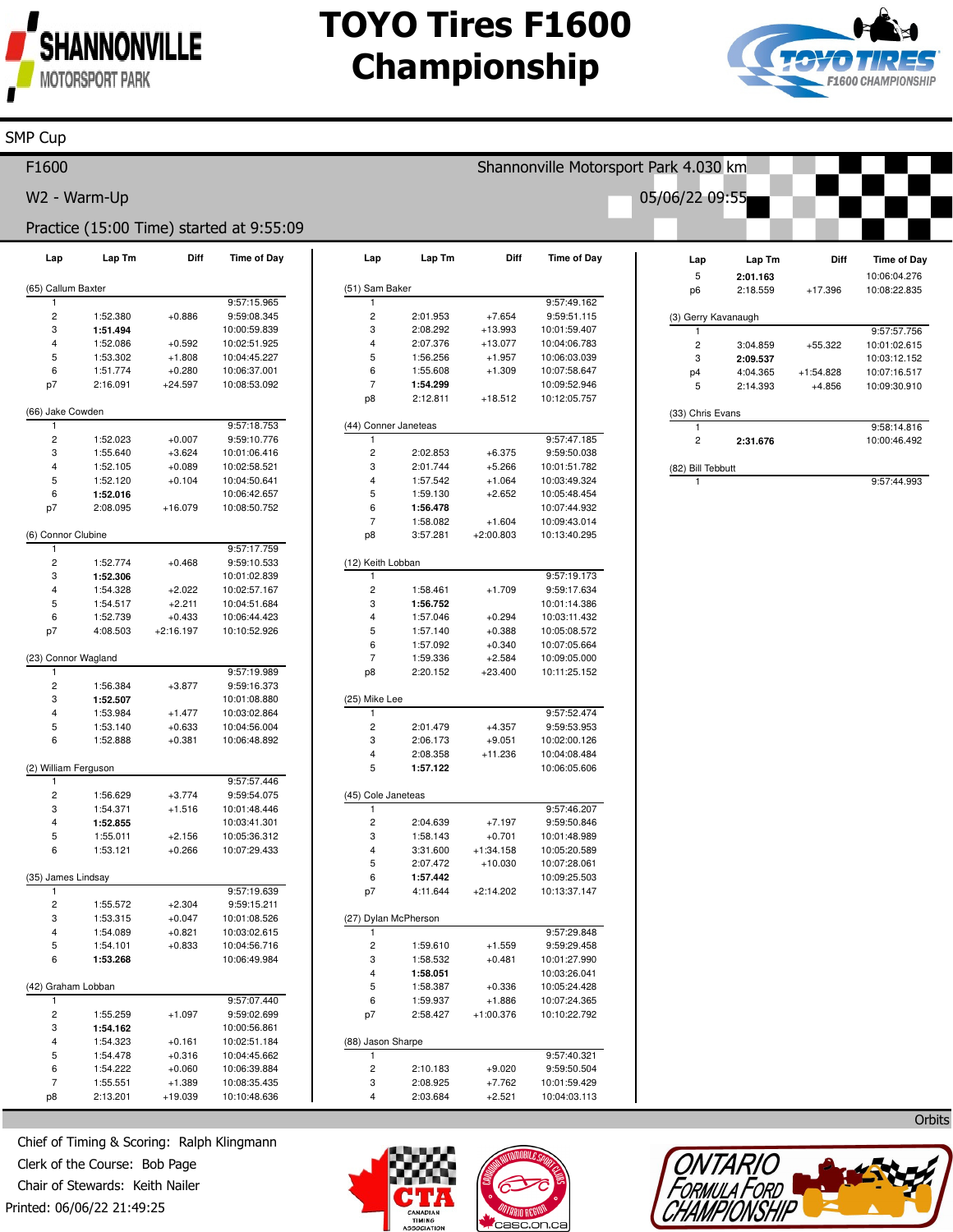# TOYO Tires F1600 Championship

SMP Cup

F1600

Shannonville Motorsport Park 4.030 km

W2 - Warm-Up

05/06/22 09:55

Practice (15:00 Time) started at 9:55:09

(65) Callum Baxter

| Lap | Lap Tm | Diff | Time of Day |
|---|---|---|---|
| 1 | | | 9:57:15.965 |
| 2 | 1:52.380 | +0.886 | 9:59:08.345 |
| 3 | **1:51.494** | | 10:00:59.839 |
| 4 | 1:52.086 | +0.592 | 10:02:51.925 |
| 5 | 1:53.302 | +1.808 | 10:04:45.227 |
| 6 | 1:51.774 | +0.280 | 10:06:37.001 |
| p7 | 2:16.091 | +24.597 | 10:08:53.092 |

(66) Jake Cowden

| Lap | Lap Tm | Diff | Time of Day |
|---|---|---|---|
| 1 | | | 9:57:18.753 |
| 2 | 1:52.023 | +0.007 | 9:59:10.776 |
| 3 | 1:55.640 | +3.624 | 10:01:06.416 |
| 4 | 1:52.105 | +0.089 | 10:02:58.521 |
| 5 | 1:52.120 | +0.104 | 10:04:50.641 |
| 6 | **1:52.016** | | 10:06:42.657 |
| p7 | 2:08.095 | +16.079 | 10:08:50.752 |

(6) Connor Clubine

| Lap | Lap Tm | Diff | Time of Day |
|---|---|---|---|
| 1 | | | 9:57:17.759 |
| 2 | 1:52.774 | +0.468 | 9:59:10.533 |
| 3 | **1:52.306** | | 10:01:02.839 |
| 4 | 1:54.328 | +2.022 | 10:02:57.167 |
| 5 | 1:54.517 | +2.211 | 10:04:51.684 |
| 6 | 1:52.739 | +0.433 | 10:06:44.423 |
| p7 | 4:08.503 | +2:16.197 | 10:10:52.926 |

(23) Connor Wagland

| Lap | Lap Tm | Diff | Time of Day |
|---|---|---|---|
| 1 | | | 9:57:19.989 |
| 2 | 1:56.384 | +3.877 | 9:59:16.373 |
| 3 | **1:52.507** | | 10:01:08.880 |
| 4 | 1:53.984 | +1.477 | 10:03:02.864 |
| 5 | 1:53.140 | +0.633 | 10:04:56.004 |
| 6 | 1:52.888 | +0.381 | 10:06:48.892 |

(2) William Ferguson

| Lap | Lap Tm | Diff | Time of Day |
|---|---|---|---|
| 1 | | | 9:57:57.446 |
| 2 | 1:56.629 | +3.774 | 9:59:54.075 |
| 3 | 1:54.371 | +1.516 | 10:01:48.446 |
| 4 | **1:52.855** | | 10:03:41.301 |
| 5 | 1:55.011 | +2.156 | 10:05:36.312 |
| 6 | 1:53.121 | +0.266 | 10:07:29.433 |

(35) James Lindsay

| Lap | Lap Tm | Diff | Time of Day |
|---|---|---|---|
| 1 | | | 9:57:19.639 |
| 2 | 1:55.572 | +2.304 | 9:59:15.211 |
| 3 | 1:53.315 | +0.047 | 10:01:08.526 |
| 4 | 1:54.089 | +0.821 | 10:03:02.615 |
| 5 | 1:54.101 | +0.833 | 10:04:56.716 |
| 6 | **1:53.268** | | 10:06:49.984 |

(42) Graham Lobban

| Lap | Lap Tm | Diff | Time of Day |
|---|---|---|---|
| 1 | | | 9:57:07.440 |
| 2 | 1:55.259 | +1.097 | 9:59:02.699 |
| 3 | **1:54.162** | | 10:00:56.861 |
| 4 | 1:54.323 | +0.161 | 10:02:51.184 |
| 5 | 1:54.478 | +0.316 | 10:04:45.662 |
| 6 | 1:54.222 | +0.060 | 10:06:39.884 |
| 7 | 1:55.551 | +1.389 | 10:08:35.435 |
| p8 | 2:13.201 | +19.039 | 10:10:48.636 |

(51) Sam Baker

| Lap | Lap Tm | Diff | Time of Day |
|---|---|---|---|
| 1 | | | 9:57:49.162 |
| 2 | 2:01.953 | +7.654 | 9:59:51.115 |
| 3 | 2:08.292 | +13.993 | 10:01:59.407 |
| 4 | 2:07.376 | +13.077 | 10:04:06.783 |
| 5 | 1:56.256 | +1.957 | 10:06:03.039 |
| 6 | 1:55.608 | +1.309 | 10:07:58.647 |
| 7 | **1:54.299** | | 10:09:52.946 |
| p8 | 2:12.811 | +18.512 | 10:12:05.757 |

(44) Conner Janeteas

| Lap | Lap Tm | Diff | Time of Day |
|---|---|---|---|
| 1 | | | 9:57:47.185 |
| 2 | 2:02.853 | +6.375 | 9:59:50.038 |
| 3 | 2:01.744 | +5.266 | 10:01:51.782 |
| 4 | 1:57.542 | +1.064 | 10:03:49.324 |
| 5 | 1:59.130 | +2.652 | 10:05:48.454 |
| 6 | **1:56.478** | | 10:07:44.932 |
| 7 | 1:58.082 | +1.604 | 10:09:43.014 |
| p8 | 3:57.281 | +2:00.803 | 10:13:40.295 |

(12) Keith Lobban

| Lap | Lap Tm | Diff | Time of Day |
|---|---|---|---|
| 1 | | | 9:57:19.173 |
| 2 | 1:58.461 | +1.709 | 9:59:17.634 |
| 3 | **1:56.752** | | 10:01:14.386 |
| 4 | 1:57.046 | +0.294 | 10:03:11.432 |
| 5 | 1:57.140 | +0.388 | 10:05:08.572 |
| 6 | 1:57.092 | +0.340 | 10:07:05.664 |
| 7 | 1:59.336 | +2.584 | 10:09:05.000 |
| p8 | 2:20.152 | +23.400 | 10:11:25.152 |

(25) Mike Lee

| Lap | Lap Tm | Diff | Time of Day |
|---|---|---|---|
| 1 | | | 9:57:52.474 |
| 2 | 2:01.479 | +4.357 | 9:59:53.953 |
| 3 | 2:06.173 | +9.051 | 10:02:00.126 |
| 4 | 2:08.358 | +11.236 | 10:04:08.484 |
| 5 | **1:57.122** | | 10:06:05.606 |

(45) Cole Janeteas

| Lap | Lap Tm | Diff | Time of Day |
|---|---|---|---|
| 1 | | | 9:57:46.207 |
| 2 | 2:04.639 | +7.197 | 9:59:50.846 |
| 3 | 1:58.143 | +0.701 | 10:01:48.989 |
| 4 | 3:31.600 | +1:34.158 | 10:05:20.589 |
| 5 | 2:07.472 | +10.030 | 10:07:28.061 |
| 6 | **1:57.442** | | 10:09:25.503 |
| p7 | 4:11.644 | +2:14.202 | 10:13:37.147 |

(27) Dylan McPherson

| Lap | Lap Tm | Diff | Time of Day |
|---|---|---|---|
| 1 | | | 9:57:29.848 |
| 2 | 1:59.610 | +1.559 | 9:59:29.458 |
| 3 | 1:58.532 | +0.481 | 10:01:27.990 |
| 4 | **1:58.051** | | 10:03:26.041 |
| 5 | 1:58.387 | +0.336 | 10:05:24.428 |
| 6 | 1:59.937 | +1.886 | 10:07:24.365 |
| p7 | 2:58.427 | +1:00.376 | 10:10:22.792 |

(88) Jason Sharpe

| Lap | Lap Tm | Diff | Time of Day |
|---|---|---|---|
| 1 | | | 9:57:40.321 |
| 2 | 2:10.183 | +9.020 | 9:59:50.504 |
| 3 | 2:08.925 | +7.762 | 10:01:59.429 |
| 4 | 2:03.684 | +2.521 | 10:04:03.113 |
| 5 | **2:01.163** | | 10:06:04.276 |
| p6 | 2:18.559 | +17.396 | 10:08:22.835 |

(3) Gerry Kavanaugh

| Lap | Lap Tm | Diff | Time of Day |
|---|---|---|---|
| 1 | | | 9:57:57.756 |
| 2 | 3:04.859 | +55.322 | 10:01:02.615 |
| 3 | **2:09.537** | | 10:03:12.152 |
| p4 | 4:04.365 | +1:54.828 | 10:07:16.517 |
| 5 | 2:14.393 | +4.856 | 10:09:30.910 |

(33) Chris Evans

| Lap | Lap Tm | Diff | Time of Day |
|---|---|---|---|
| 1 | | | 9:58:14.816 |
| 2 | **2:31.676** | | 10:00:46.492 |

(82) Bill Tebbutt

| Lap | Lap Tm | Diff | Time of Day |
|---|---|---|---|
| 1 | | | 9:57:44.993 |

Orbits

Chief of Timing & Scoring: Ralph Klingmann
Clerk of the Course: Bob Page
Chair of Stewards: Keith Nailer
Printed: 06/06/22 21:49:25